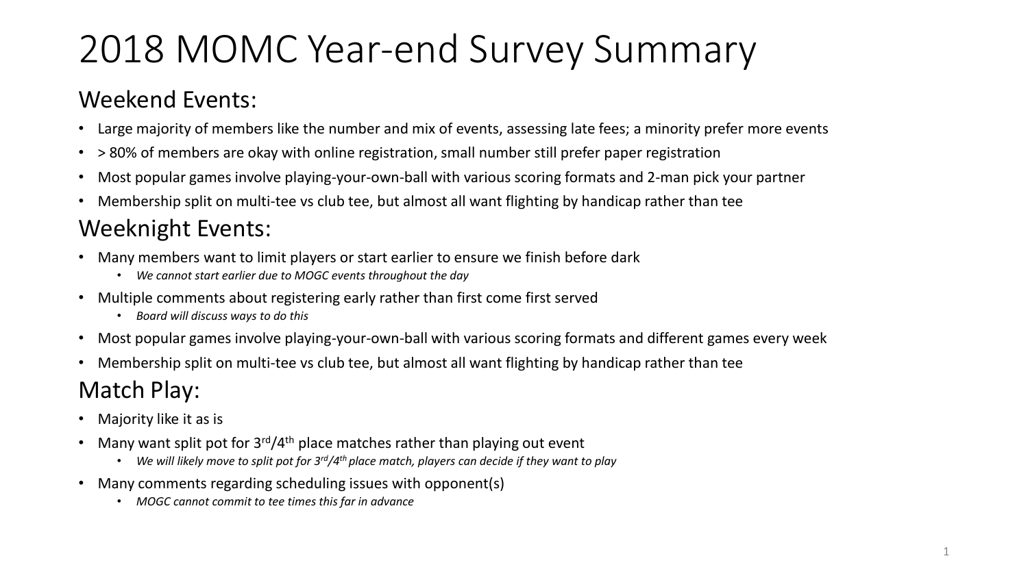# 2018 MOMC Year-end Survey Summary

## Weekend Events:

- Large majority of members like the number and mix of events, assessing late fees; a minority prefer more events
- > 80% of members are okay with online registration, small number still prefer paper registration
- Most popular games involve playing-your-own-ball with various scoring formats and 2-man pick your partner
- Membership split on multi-tee vs club tee, but almost all want flighting by handicap rather than tee

## Weeknight Events:

- Many members want to limit players or start earlier to ensure we finish before dark
  - *We cannot start earlier due to MOGC events throughout the day*
- Multiple comments about registering early rather than first come first served
  - *Board will discuss ways to do this*
- Most popular games involve playing-your-own-ball with various scoring formats and different games every week
- Membership split on multi-tee vs club tee, but almost all want flighting by handicap rather than tee

## Match Play:

- Majority like it as is
- Many want split pot for 3rd/4th place matches rather than playing out event
  - *We will likely move to split pot for 3rd/4th place match, players can decide if they want to play*
- Many comments regarding scheduling issues with opponent(s)
  - *MOGC cannot commit to tee times this far in advance*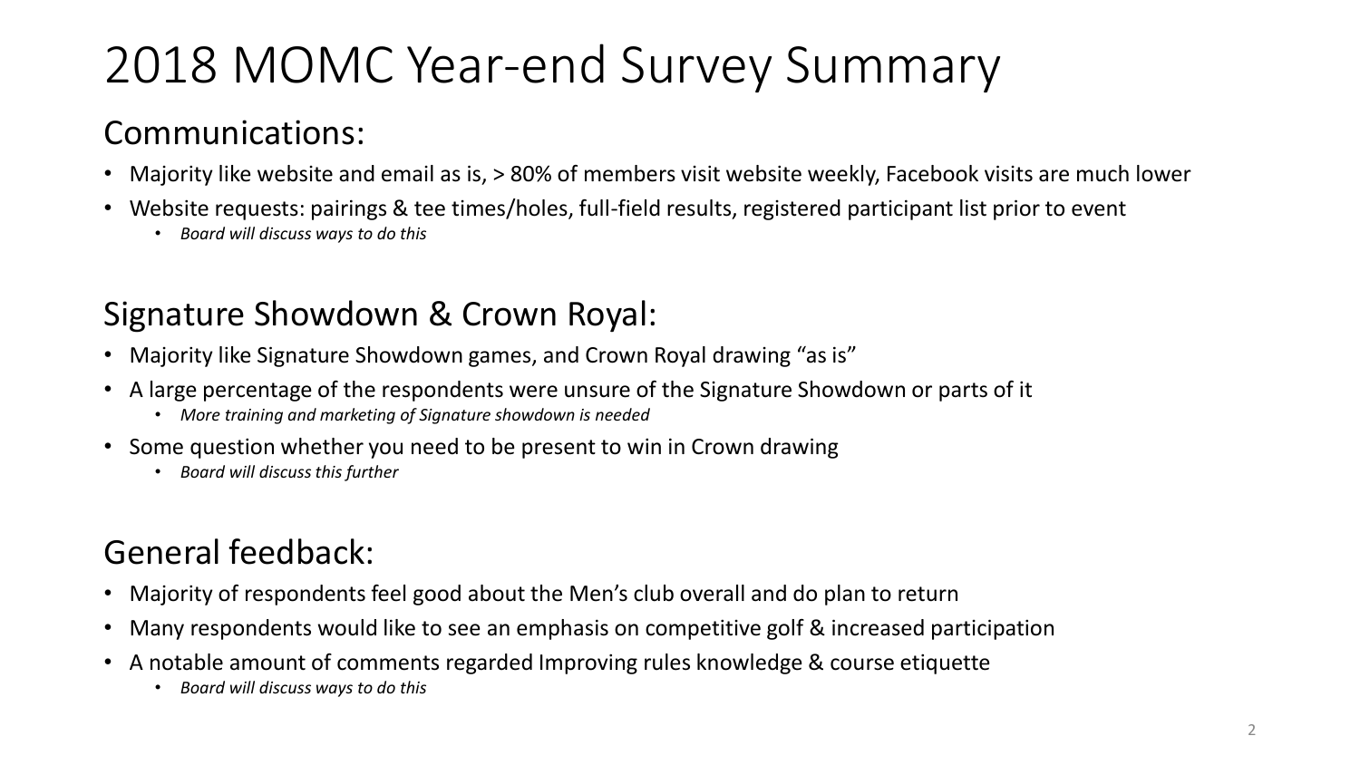# 2018 MOMC Year-end Survey Summary

## Communications:

- Majority like website and email as is, > 80% of members visit website weekly, Facebook visits are much lower
- Website requests: pairings & tee times/holes, full-field results, registered participant list prior to event
  - *Board will discuss ways to do this*

## Signature Showdown & Crown Royal:

- Majority like Signature Showdown games, and Crown Royal drawing "as is"
- A large percentage of the respondents were unsure of the Signature Showdown or parts of it
  - *More training and marketing of Signature showdown is needed*
- Some question whether you need to be present to win in Crown drawing
  - *Board will discuss this further*

## General feedback:

- Majority of respondents feel good about the Men's club overall and do plan to return
- Many respondents would like to see an emphasis on competitive golf & increased participation
- A notable amount of comments regarded Improving rules knowledge & course etiquette
  - *Board will discuss ways to do this*